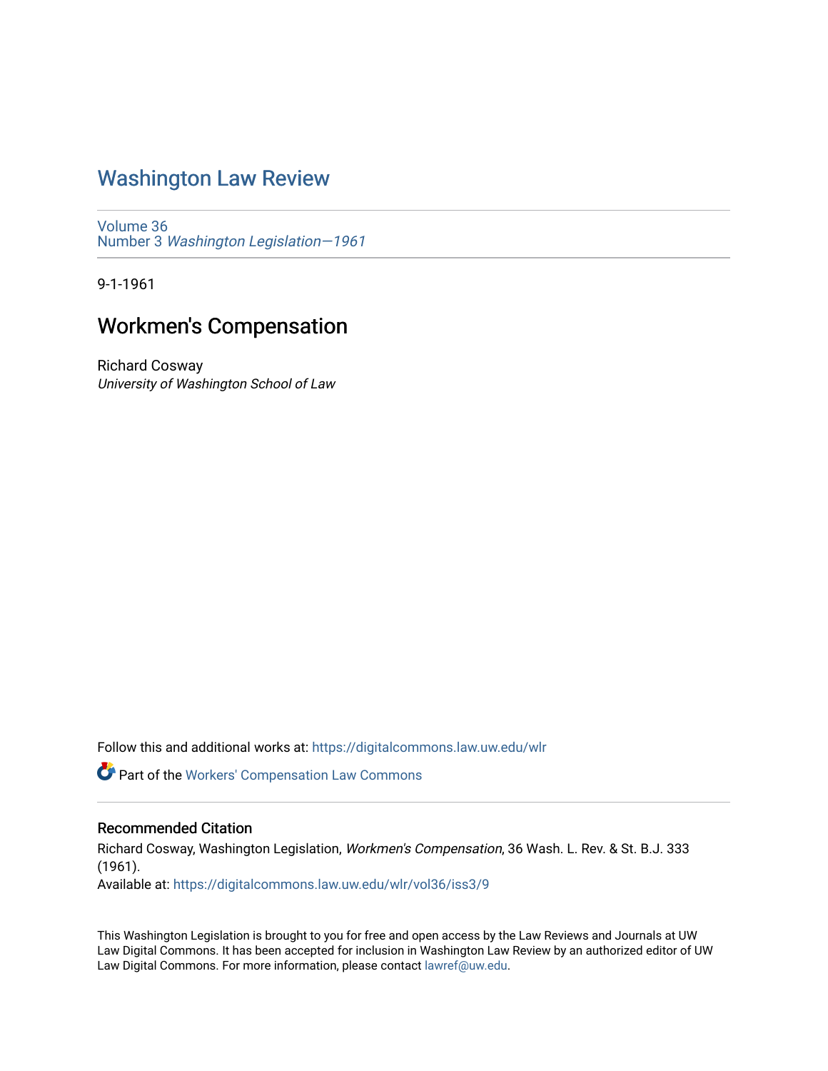# Washington Law Review

Volume 36
Number 3 *Washington Legislation—1961*

9-1-1961

## Workmen's Compensation

Richard Cosway
*University of Washington School of Law*

Follow this and additional works at: https://digitalcommons.law.uw.edu/wlr

Part of the Workers' Compensation Law Commons

### Recommended Citation

Richard Cosway, Washington Legislation, *Workmen's Compensation*, 36 Wash. L. Rev. & St. B.J. 333 (1961).
Available at: https://digitalcommons.law.uw.edu/wlr/vol36/iss3/9

This Washington Legislation is brought to you for free and open access by the Law Reviews and Journals at UW Law Digital Commons. It has been accepted for inclusion in Washington Law Review by an authorized editor of UW Law Digital Commons. For more information, please contact lawref@uw.edu.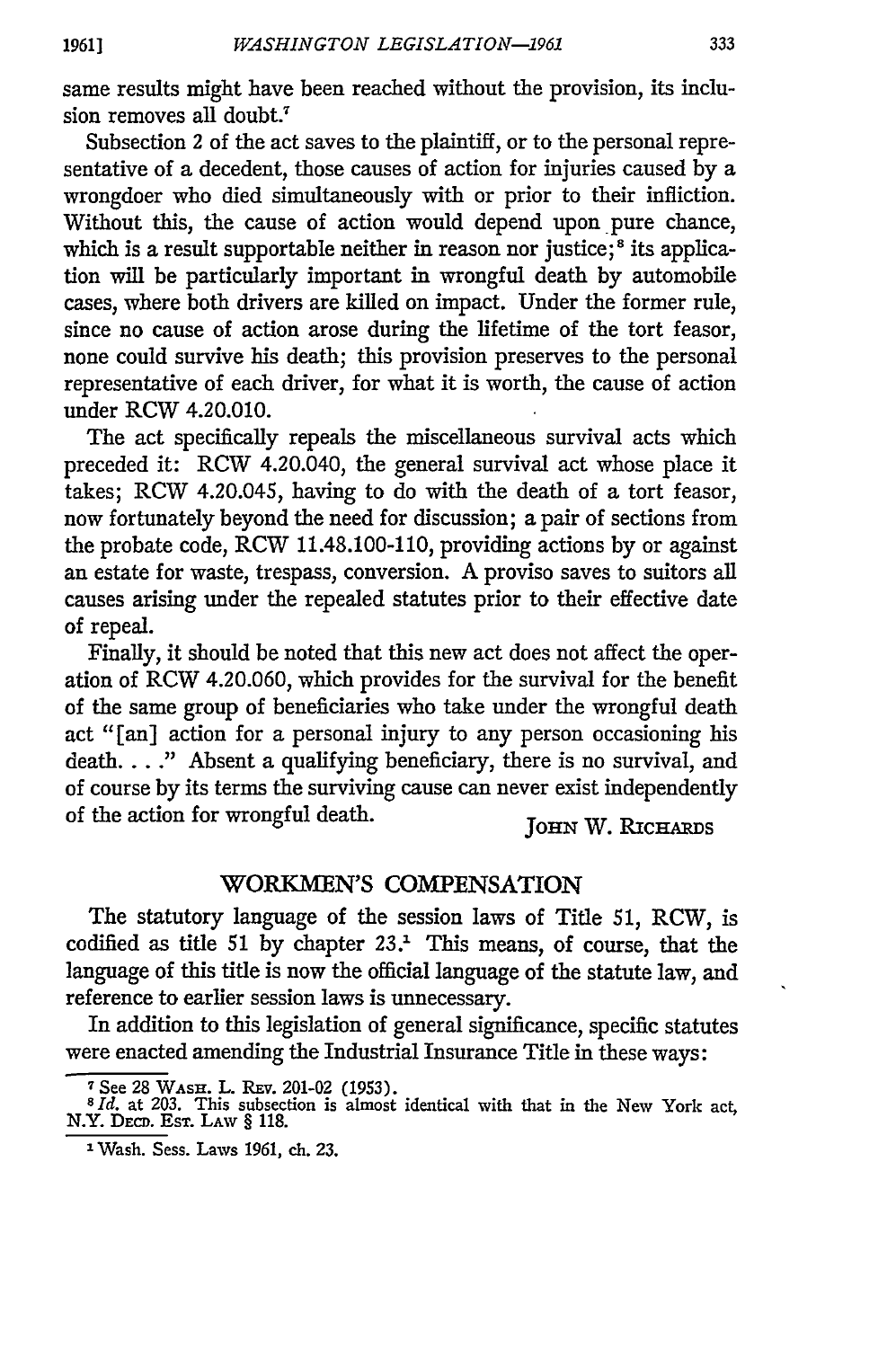same results might have been reached without the provision, its inclusion removes all doubt.[7]

Subsection 2 of the act saves to the plaintiff, or to the personal representative of a decedent, those causes of action for injuries caused by a wrongdoer who died simultaneously with or prior to their infliction. Without this, the cause of action would depend upon pure chance, which is a result supportable neither in reason nor justice;[8] its application will be particularly important in wrongful death by automobile cases, where both drivers are killed on impact. Under the former rule, since no cause of action arose during the lifetime of the tort feasor, none could survive his death; this provision preserves to the personal representative of each driver, for what it is worth, the cause of action under RCW 4.20.010.

The act specifically repeals the miscellaneous survival acts which preceded it: RCW 4.20.040, the general survival act whose place it takes; RCW 4.20.045, having to do with the death of a tort feasor, now fortunately beyond the need for discussion; a pair of sections from the probate code, RCW 11.48.100-110, providing actions by or against an estate for waste, trespass, conversion. A proviso saves to suitors all causes arising under the repealed statutes prior to their effective date of repeal.

Finally, it should be noted that this new act does not affect the operation of RCW 4.20.060, which provides for the survival for the benefit of the same group of beneficiaries who take under the wrongful death act "[an] action for a personal injury to any person occasioning his death. . . ." Absent a qualifying beneficiary, there is no survival, and of course by its terms the surviving cause can never exist independently of the action for wrongful death.

JOHN W. RICHARDS

## WORKMEN'S COMPENSATION

The statutory language of the session laws of Title 51, RCW, is codified as title 51 by chapter 23.[1] This means, of course, that the language of this title is now the official language of the statute law, and reference to earlier session laws is unnecessary.

In addition to this legislation of general significance, specific statutes were enacted amending the Industrial Insurance Title in these ways:

---

[7] See 28 WASH. L. REV. 201-02 (1953).

[8] *Id.* at 203. This subsection is almost identical with that in the New York act, N.Y. DECD. EST. LAW § 118.

[1] Wash. Sess. Laws 1961, ch. 23.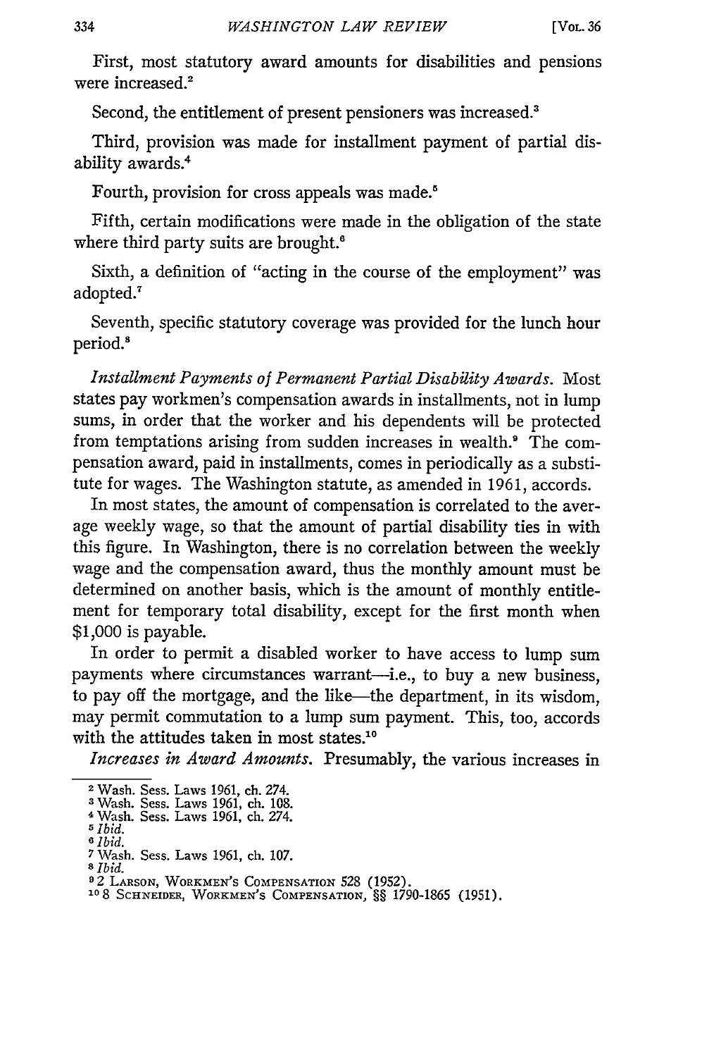First, most statutory award amounts for disabilities and pensions were increased.[2]

Second, the entitlement of present pensioners was increased.[3]

Third, provision was made for installment payment of partial disability awards.[4]

Fourth, provision for cross appeals was made.[5]

Fifth, certain modifications were made in the obligation of the state where third party suits are brought.[6]

Sixth, a definition of "acting in the course of the employment" was adopted.[7]

Seventh, specific statutory coverage was provided for the lunch hour period.[8]

*Installment Payments of Permanent Partial Disability Awards.* Most states pay workmen's compensation awards in installments, not in lump sums, in order that the worker and his dependents will be protected from temptations arising from sudden increases in wealth.[9] The compensation award, paid in installments, comes in periodically as a substitute for wages. The Washington statute, as amended in 1961, accords.

In most states, the amount of compensation is correlated to the average weekly wage, so that the amount of partial disability ties in with this figure. In Washington, there is no correlation between the weekly wage and the compensation award, thus the monthly amount must be determined on another basis, which is the amount of monthly entitlement for temporary total disability, except for the first month when $1,000 is payable.

In order to permit a disabled worker to have access to lump sum payments where circumstances warrant—i.e., to buy a new business, to pay off the mortgage, and the like—the department, in its wisdom, may permit commutation to a lump sum payment. This, too, accords with the attitudes taken in most states.[10]

*Increases in Award Amounts.* Presumably, the various increases in

---

[2] Wash. Sess. Laws 1961, ch. 274.
[3] Wash. Sess. Laws 1961, ch. 108.
[4] Wash. Sess. Laws 1961, ch. 274.
[5] *Ibid.*
[6] *Ibid.*
[7] Wash. Sess. Laws 1961, ch. 107.
[8] *Ibid.*
[9] 2 Larson, Workmen's Compensation 528 (1952).
[10] 8 Schneider, Workmen's Compensation, §§ 1790-1865 (1951).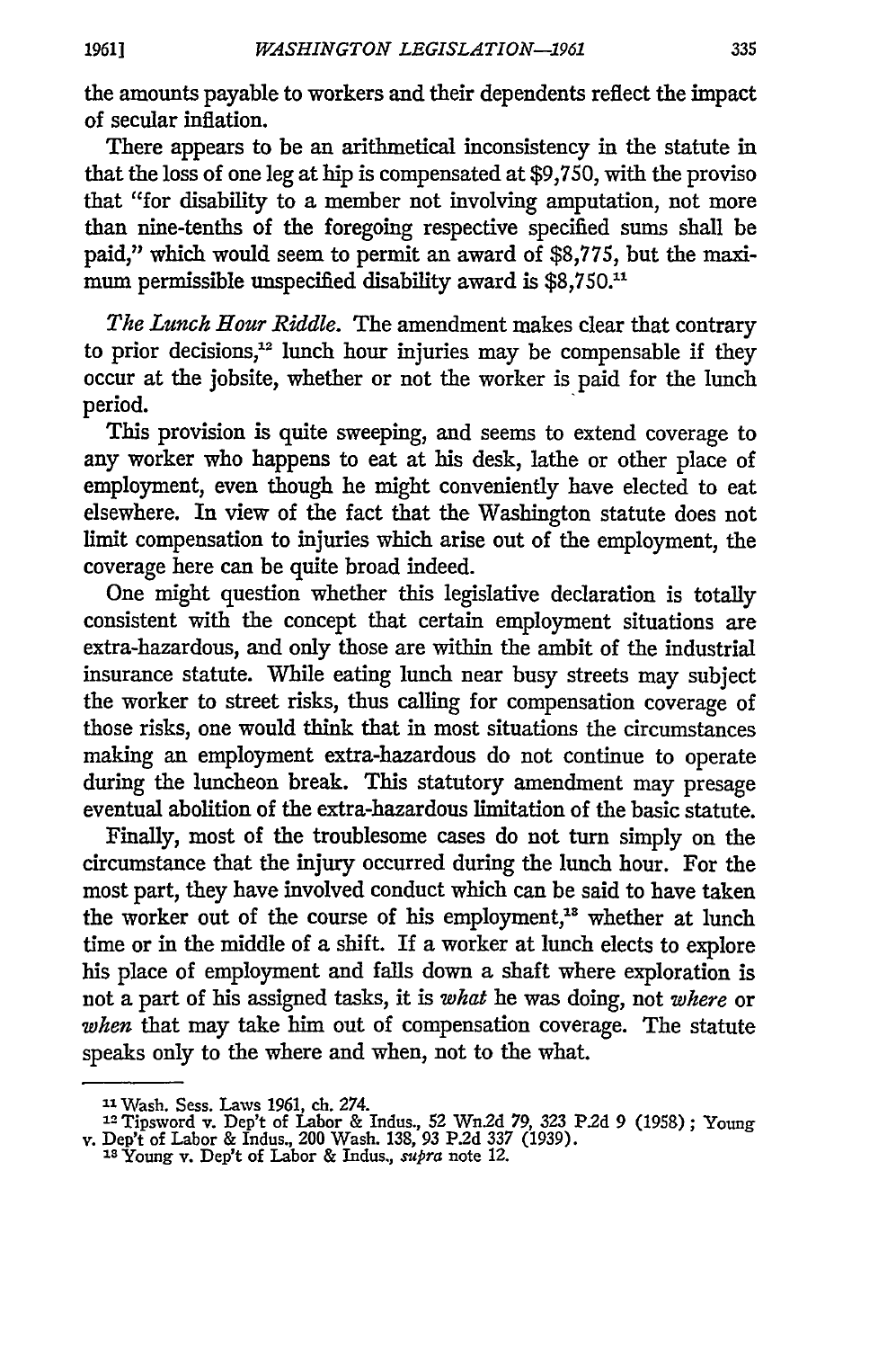the amounts payable to workers and their dependents reflect the impact of secular inflation.

There appears to be an arithmetical inconsistency in the statute in that the loss of one leg at hip is compensated at $9,750, with the proviso that "for disability to a member not involving amputation, not more than nine-tenths of the foregoing respective specified sums shall be paid," which would seem to permit an award of $8,775, but the maximum permissible unspecified disability award is $8,750.[11]

*The Lunch Hour Riddle.* The amendment makes clear that contrary to prior decisions,[12] lunch hour injuries may be compensable if they occur at the jobsite, whether or not the worker is paid for the lunch period.

This provision is quite sweeping, and seems to extend coverage to any worker who happens to eat at his desk, lathe or other place of employment, even though he might conveniently have elected to eat elsewhere. In view of the fact that the Washington statute does not limit compensation to injuries which arise out of the employment, the coverage here can be quite broad indeed.

One might question whether this legislative declaration is totally consistent with the concept that certain employment situations are extra-hazardous, and only those are within the ambit of the industrial insurance statute. While eating lunch near busy streets may subject the worker to street risks, thus calling for compensation coverage of those risks, one would think that in most situations the circumstances making an employment extra-hazardous do not continue to operate during the luncheon break. This statutory amendment may presage eventual abolition of the extra-hazardous limitation of the basic statute.

Finally, most of the troublesome cases do not turn simply on the circumstance that the injury occurred during the lunch hour. For the most part, they have involved conduct which can be said to have taken the worker out of the course of his employment,[13] whether at lunch time or in the middle of a shift. If a worker at lunch elects to explore his place of employment and falls down a shaft where exploration is not a part of his assigned tasks, it is *what* he was doing, not *where* or *when* that may take him out of compensation coverage. The statute speaks only to the where and when, not to the what.

---

[11] Wash. Sess. Laws 1961, ch. 274.

[12] Tipsword v. Dep't of Labor & Indus., 52 Wn.2d 79, 323 P.2d 9 (1958); Young v. Dep't of Labor & Indus., 200 Wash. 138, 93 P.2d 337 (1939).

[13] Young v. Dep't of Labor & Indus., *supra* note 12.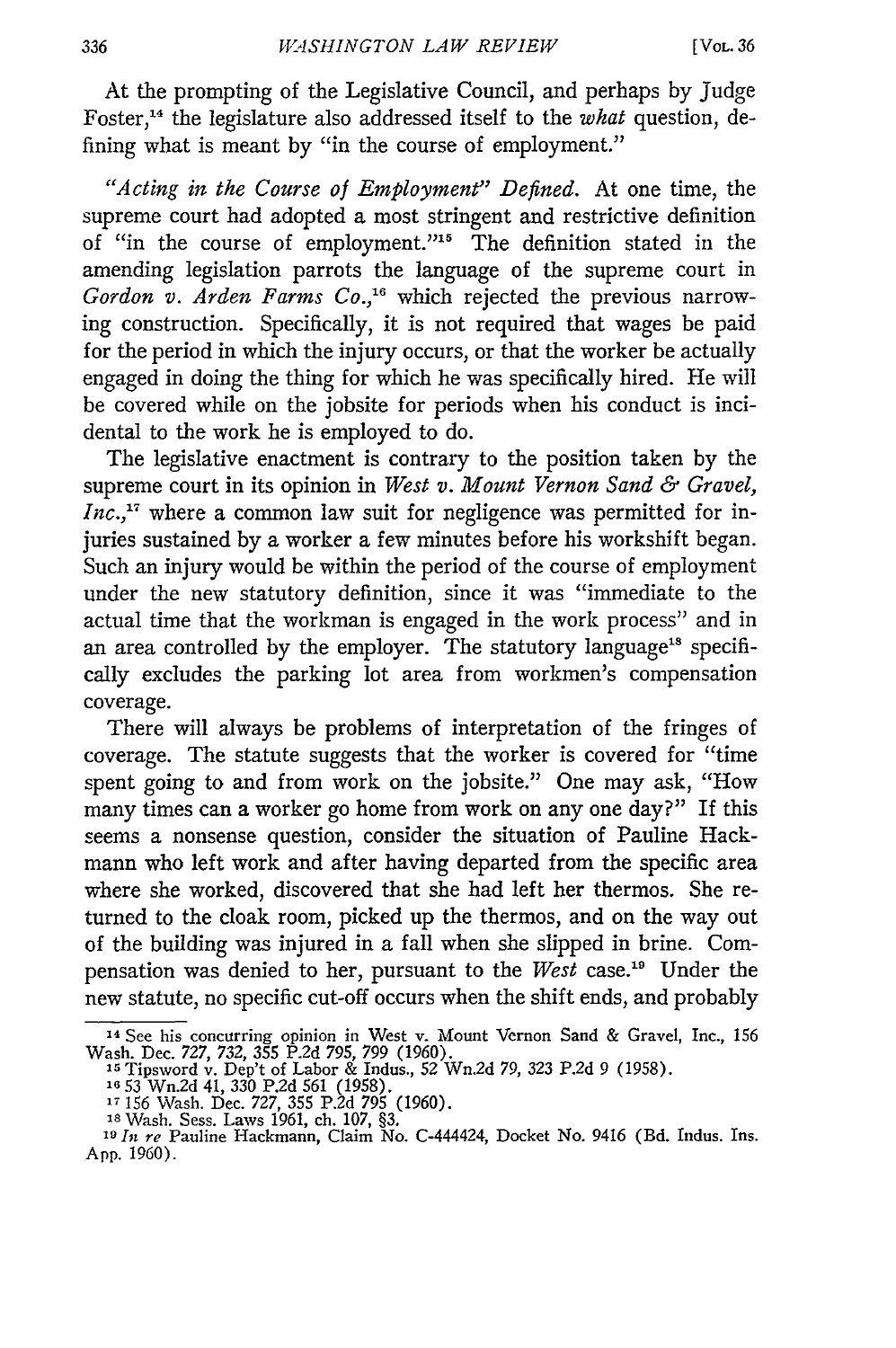At the prompting of the Legislative Council, and perhaps by Judge Foster,[14] the legislature also addressed itself to the *what* question, defining what is meant by "in the course of employment."

*"Acting in the Course of Employment" Defined.* At one time, the supreme court had adopted a most stringent and restrictive definition of "in the course of employment."[15] The definition stated in the amending legislation parrots the language of the supreme court in *Gordon v. Arden Farms Co.*,[16] which rejected the previous narrowing construction. Specifically, it is not required that wages be paid for the period in which the injury occurs, or that the worker be actually engaged in doing the thing for which he was specifically hired. He will be covered while on the jobsite for periods when his conduct is incidental to the work he is employed to do.

The legislative enactment is contrary to the position taken by the supreme court in its opinion in *West v. Mount Vernon Sand & Gravel, Inc.*,[17] where a common law suit for negligence was permitted for injuries sustained by a worker a few minutes before his workshift began. Such an injury would be within the period of the course of employment under the new statutory definition, since it was "immediate to the actual time that the workman is engaged in the work process" and in an area controlled by the employer. The statutory language[18] specifically excludes the parking lot area from workmen's compensation coverage.

There will always be problems of interpretation of the fringes of coverage. The statute suggests that the worker is covered for "time spent going to and from work on the jobsite." One may ask, "How many times can a worker go home from work on any one day?" If this seems a nonsense question, consider the situation of Pauline Hackmann who left work and after having departed from the specific area where she worked, discovered that she had left her thermos. She returned to the cloak room, picked up the thermos, and on the way out of the building was injured in a fall when she slipped in brine. Compensation was denied to her, pursuant to the *West* case.[19] Under the new statute, no specific cut-off occurs when the shift ends, and probably

---

[14] See his concurring opinion in West v. Mount Vernon Sand & Gravel, Inc., 156 Wash. Dec. 727, 732, 355 P.2d 795, 799 (1960).

[15] Tipsword v. Dep't of Labor & Indus., 52 Wn.2d 79, 323 P.2d 9 (1958).

[16] 53 Wn.2d 41, 330 P.2d 561 (1958).

[17] 156 Wash. Dec. 727, 355 P.2d 795 (1960).

[18] Wash. Sess. Laws 1961, ch. 107, §3.

[19] *In re* Pauline Hackmann, Claim No. C-444424, Docket No. 9416 (Bd. Indus. Ins. App. 1960).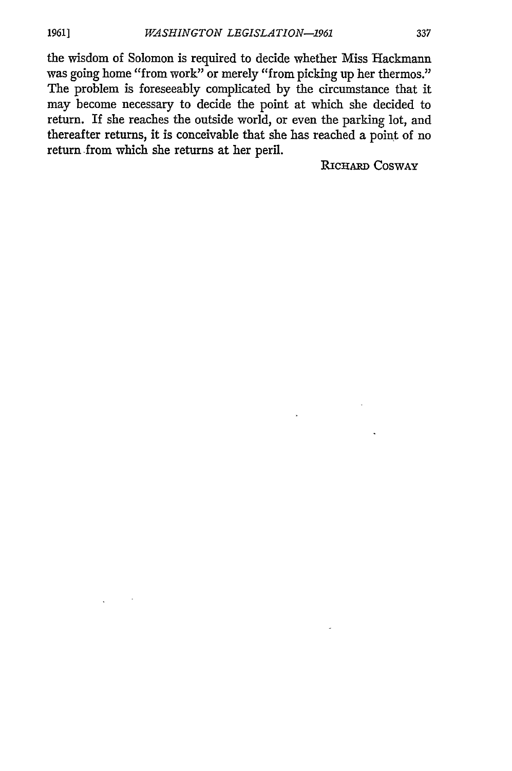the wisdom of Solomon is required to decide whether Miss Hackmann was going home "from work" or merely "from picking up her thermos." The problem is foreseeably complicated by the circumstance that it may become necessary to decide the point at which she decided to return. If she reaches the outside world, or even the parking lot, and thereafter returns, it is conceivable that she has reached a point of no return from which she returns at her peril.

RICHARD COSWAY